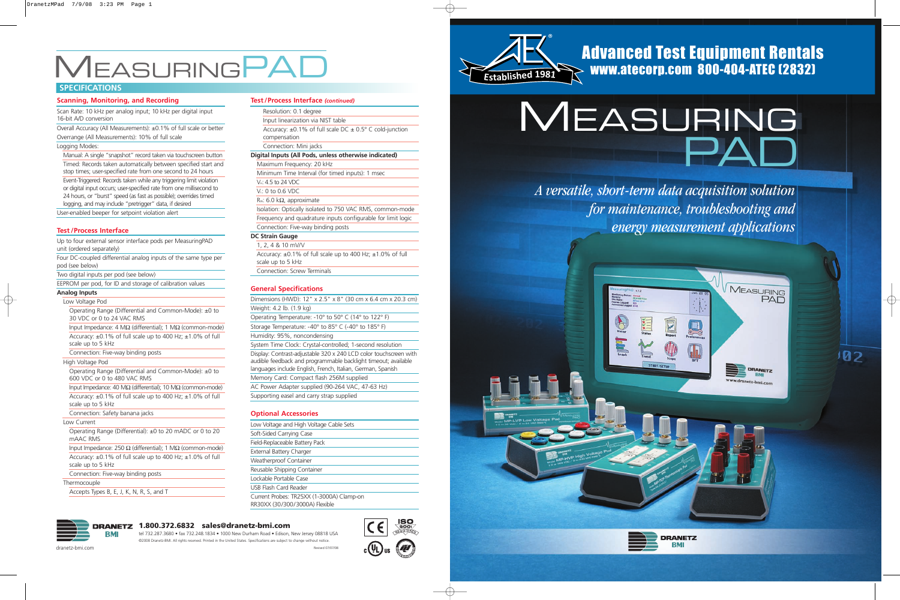# MEASURINGPAD

## SPECIFICATIONS

### Scanning, Monitoring, and Recording

Scan Rate: 10 kHz per analog input; 10 kHz per digital input 16-bit A/D conversion

Overall Accuracy (All Measurements): ±0.1% of full scale or better

Overrange (All Measurements): 10% of full scale

Logging Modes:

- Manual: A single "snapshot" record taken via touchscreen button
- Timed: Records taken automatically between specified start and stop times; user-specified rate from one second to 24 hours
- Event-Triggered: Records taken while any triggering limit violation or digital input occurs; user-specified rate from one millisecond to 24 hours, or "burst" speed (as fast as possible); overrides timed logging, and may include "pretrigger" data, if desired

User-enabled beeper for setpoint violation alert

### Test / Process Interface

Up to four external sensor interface pods per MeasuringPAD unit (ordered separately)

Four DC-coupled differential analog inputs of the same type per pod (see below)

Two digital inputs per pod (see below)

EEPROM per pod, for ID and storage of calibration values

**Analog Inputs**

- Low Voltage Pod
  - Operating Range (Differential and Common-Mode): ±0 to 30 VDC or 0 to 24 VAC RMS
  - Input Impedance: 4 MΩ (differential); 1 MΩ (common-mode)
  - Accuracy: ±0.1% of full scale up to 400 Hz; ±1.0% of full scale up to 5 kHz
  - Connection: Five-way binding posts
- High Voltage Pod
  - Operating Range (Differential and Common-Mode): ±0 to 600 VDC or 0 to 480 VAC RMS
  - Input Impedance: 40 MΩ (differential); 10 MΩ (common-mode)
  - Accuracy: ±0.1% of full scale up to 400 Hz; ±1.0% of full scale up to 5 kHz
  - Connection: Safety banana jacks
- Low Current
  - Operating Range (Differential): ±0 to 20 mADC or 0 to 20 mAAC RMS
  - Input Impedance: 250 Ω (differential); 1 MΩ (common-mode)
  - Accuracy: ±0.1% of full scale up to 400 Hz; ±1.0% of full scale up to 5 kHz
  - Connection: Five-way binding posts
- Thermocouple
  - Accepts Types B, E, J, K, N, R, S, and T

### Test / Process Interface *(continued)*

- Resolution: 0.1 degree
- Input linearization via NIST table
- Accuracy: ±0.1% of full scale DC ± 0.5° C cold-junction compensation
- Connection: Mini jacks

**Digital Inputs (All Pods, unless otherwise indicated)**

- Maximum Frequency: 20 kHz
- Minimum Time Interval (for timed inputs): 1 msec
- $V_H$: 4.5 to 24 VDC
- $V_L$: 0 to 0.6 VDC
- $R_{IN}$: 6.0 kΩ, approximate
- Isolation: Optically isolated to 750 VAC RMS, common-mode
- Frequency and quadrature inputs configurable for limit logic
- Connection: Five-way binding posts

**DC Strain Gauge**

- 1, 2, 4 & 10 mV/V
- Accuracy: ±0.1% of full scale up to 400 Hz; ±1.0% of full scale up to 5 kHz
- Connection: Screw Terminals

### General Specifications

Dimensions (HWD): 12" x 2.5" x 8" (30 cm x 6.4 cm x 20.3 cm)

Weight: 4.2 lb. (1.9 kg)

Operating Temperature: -10° to 50° C (14° to 122° F)

Storage Temperature: -40° to 85° C (-40° to 185° F)

Humidity: 95%, noncondensing

System Time Clock: Crystal-controlled; 1-second resolution

Display: Contrast-adjustable 320 x 240 LCD color touchscreen with audible feedback and programmable backlight timeout; available languages include English, French, Italian, German, Spanish

Memory Card: Compact flash 256M supplied

AC Power Adapter supplied (90-264 VAC, 47-63 Hz)

Supporting easel and carry strap supplied

### Optional Accessories

Low Voltage and High Voltage Cable Sets

Soft-Sided Carrying Case

Field-Replaceable Battery Pack

External Battery Charger

Weatherproof Container

Reusable Shipping Container

Lockable Portable Case

USB Flash Card Reader

Current Probes: TR25XX (1-3000A) Clamp-on RR30XX (30/300/3000A) Flexible

**DRANETZ BMI** dranetz-bmi.com

**1.800.372.6832 sales@dranetz-bmi.com**

tel 732.287.3680 • fax 732.248.1834 • 1000 New Durham Road • Edison, New Jersey 08818 USA

©2008 Dranetz-BMI. All rights reserved. Printed in the United States. Specifications are subject to change without notice.

Revised 07/07/08

---

**Advanced Test Equipment Rentals**
**www.atecorp.com 800-404-ATEC (2832)**

Established 1981

# MEASURING PAD

*A versatile, short-term data acquisition solution for maintenance, troubleshooting and energy measurement applications*

DRANETZ BMI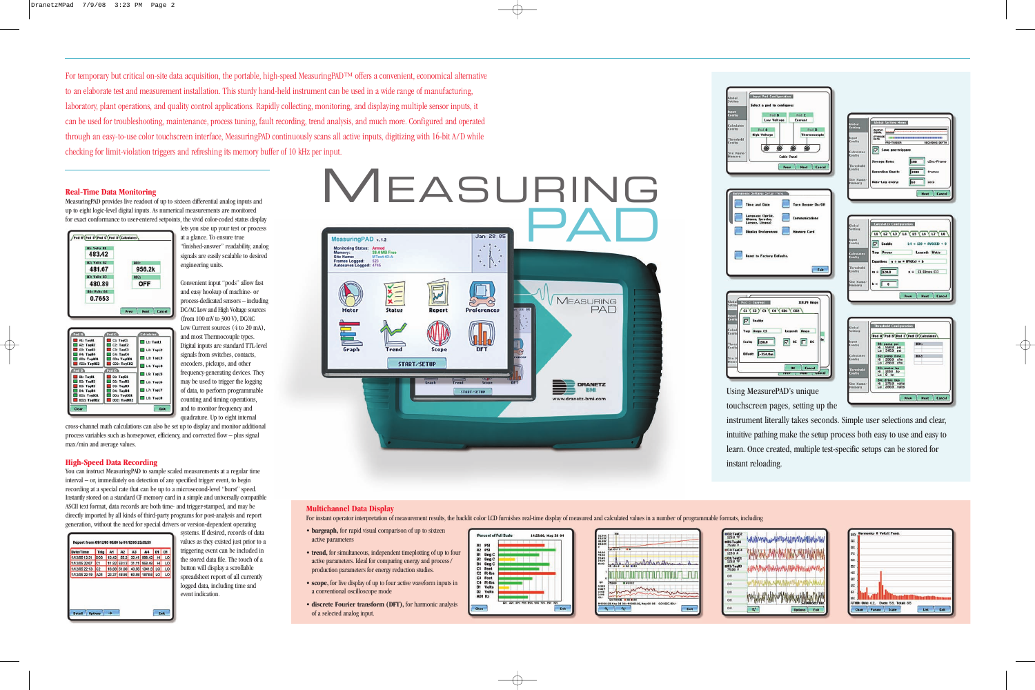For temporary but critical on-site data acquisition, the portable, high-speed MeasuringPAD™ offers a convenient, economical alternative to an elaborate test and measurement installation. This sturdy hand-held instrument can be used in a wide range of manufacturing, laboratory, plant operations, and quality control applications. Rapidly collecting, monitoring, and displaying multiple sensor inputs, it can be used for troubleshooting, maintenance, process tuning, fault recording, trend analysis, and much more. Configured and operated through an easy-to-use color touchscreen interface, MeasuringPAD continuously scans all active inputs, digitizing with 16-bit A/D while checking for limit-violation triggers and refreshing its memory buffer of 10 kHz per input.

# MEASURING PAD

## Real-Time Data Monitoring

MeasuringPAD provides live readout of up to sixteen differential analog inputs and up to eight logic-level digital inputs. As numerical measurements are monitored for exact conformance to user-entered setpoints, the vivid color-coded status display lets you size up your test or process at a glance. To ensure true "finished-answer" readability, analog signals are easily scalable to desired engineering units.

Convenient input "pods" allow fast and easy hookup of machine- or process-dedicated sensors – including DC/AC Low and High Voltage sources (from 100 mV to 300 V), DC/AC Low Current sources (4 to 20 mA), and most Thermocouple types. Digital inputs are standard TTL-level signals from switches, contacts, encoders, pickups, and other frequency-generating devices. They may be used to trigger the logging of data, to perform programmable counting and timing operations, and to monitor frequency and quadrature. Up to eight internal cross-channel math calculations can also be set up to display and monitor additional process variables such as horsepower, efficiency, and corrected flow – plus signal max/min and average values.

## High-Speed Data Recording

You can instruct MeasuringPAD to sample scaled measurements at a regular time interval – or, immediately on detection of any specified trigger event, to begin recording at a special rate that can be up to a microsecond-level "burst" speed. Instantly stored on a standard CF memory card in a simple and universally compatible ASCII text format, data records are both time- and trigger-stamped, and may be directly imported by all kinds of third-party programs for post-analysis and report generation, without the need for special drivers or version-dependent operating systems. If desired, records of data values as they existed just prior to a triggering event can be included in the stored data file. The touch of a button will display a scrollable spreadsheet report of all currently logged data, including time and event indication.

Using MeasurePAD's unique touchscreen pages, setting up the instrument literally takes seconds. Simple user selections and clear, intuitive pathing make the setup process both easy to use and easy to learn. Once created, multiple test-specific setups can be stored for instant reloading.

## Multichannel Data Display

For instant operator interpretation of measurement results, the backlit color LCD furnishes real-time display of measured and calculated values in a number of programmable formats, including

- **bargraph**, for rapid visual comparison of up to sixteen active parameters
- **trend**, for simultaneous, independent timeplotting of up to four active parameters. Ideal for comparing energy and process/production parameters for energy reduction studies.
- **scope**, for live display of up to four active waveform inputs in a conventional oscilloscope mode
- **discrete Fourier transform (DFT)**, for harmonic analysis of a selected analog input.